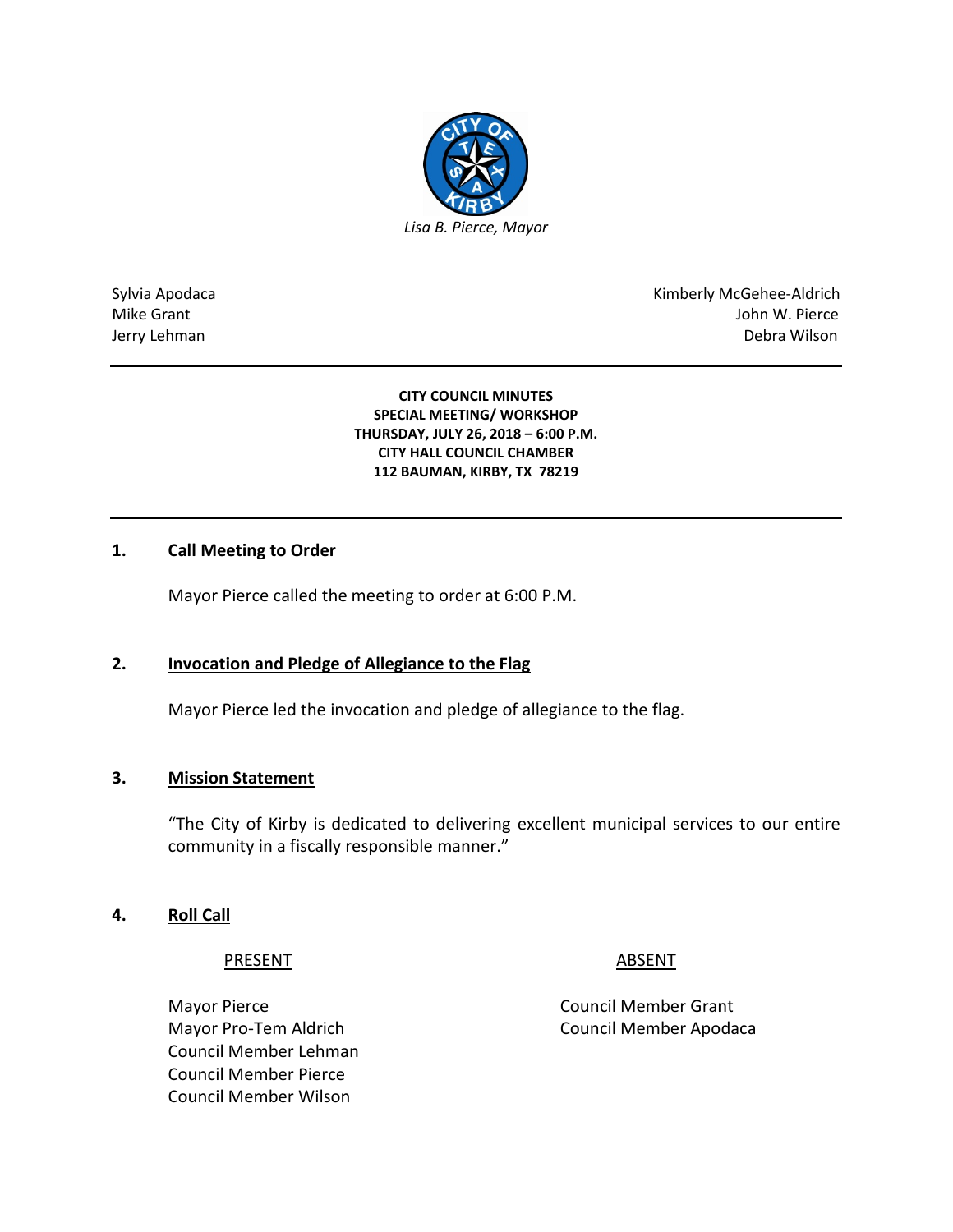*Lisa B. Pierce, Mayor*

Sylvia Apodaca
Mike Grant
Jerry Lehman

Kimberly McGehee-Aldrich
John W. Pierce
Debra Wilson

---

**CITY COUNCIL MINUTES**
**SPECIAL MEETING/ WORKSHOP**
**THURSDAY, JULY 26, 2018 – 6:00 P.M.**
**CITY HALL COUNCIL CHAMBER**
**112 BAUMAN, KIRBY, TX 78219**

---

## 1. Call Meeting to Order

Mayor Pierce called the meeting to order at 6:00 P.M.

## 2. Invocation and Pledge of Allegiance to the Flag

Mayor Pierce led the invocation and pledge of allegiance to the flag.

## 3. Mission Statement

"The City of Kirby is dedicated to delivering excellent municipal services to our entire community in a fiscally responsible manner."

## 4. Roll Call

| PRESENT | ABSENT |
| --- | --- |
| Mayor Pierce | Council Member Grant |
| Mayor Pro-Tem Aldrich | Council Member Apodaca |
| Council Member Lehman | |
| Council Member Pierce | |
| Council Member Wilson | |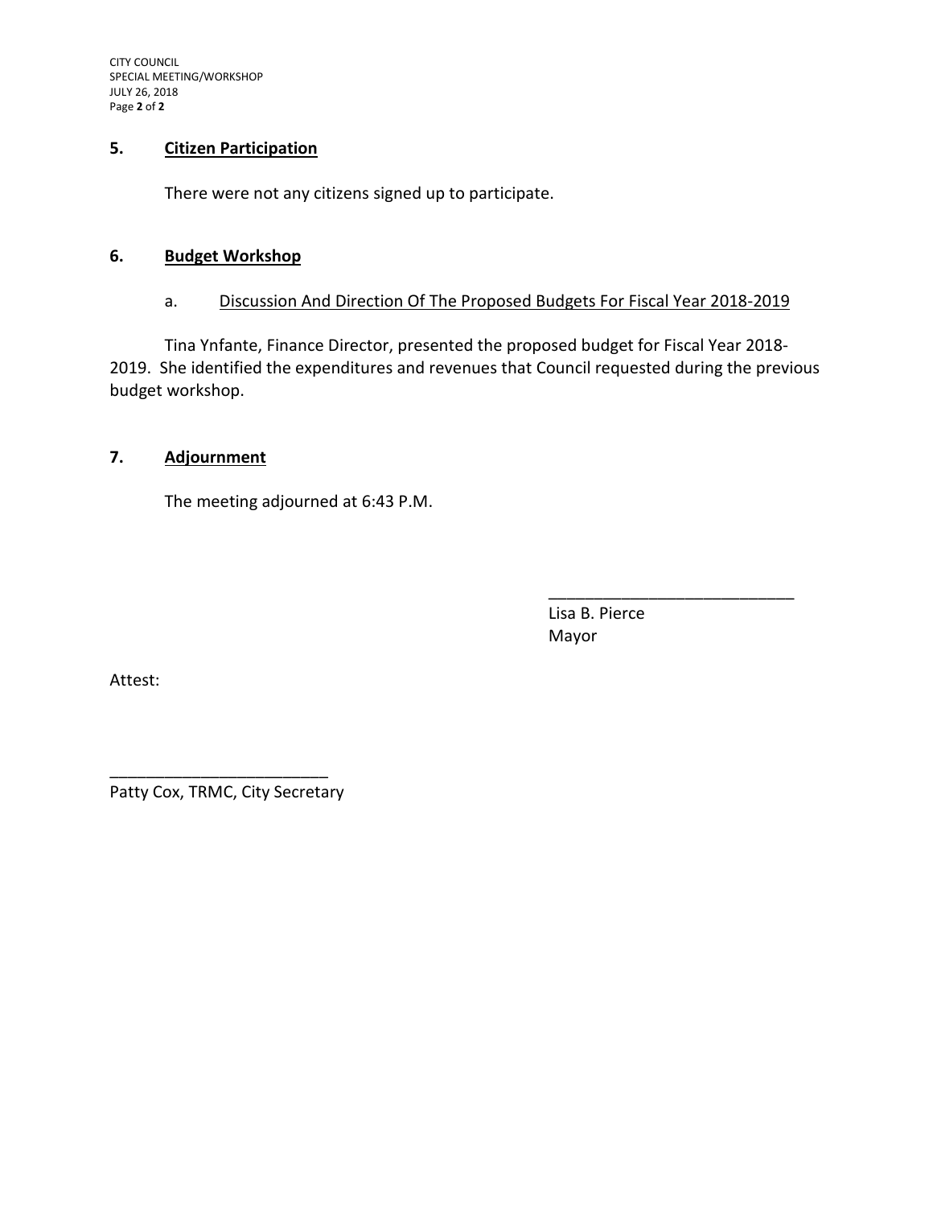## 5. Citizen Participation

There were not any citizens signed up to participate.

## 6. Budget Workshop

a. Discussion And Direction Of The Proposed Budgets For Fiscal Year 2018-2019

Tina Ynfante, Finance Director, presented the proposed budget for Fiscal Year 2018-2019. She identified the expenditures and revenues that Council requested during the previous budget workshop.

## 7. Adjournment

The meeting adjourned at 6:43 P.M.

___________________________
Lisa B. Pierce
Mayor

Attest:

________________________
Patty Cox, TRMC, City Secretary